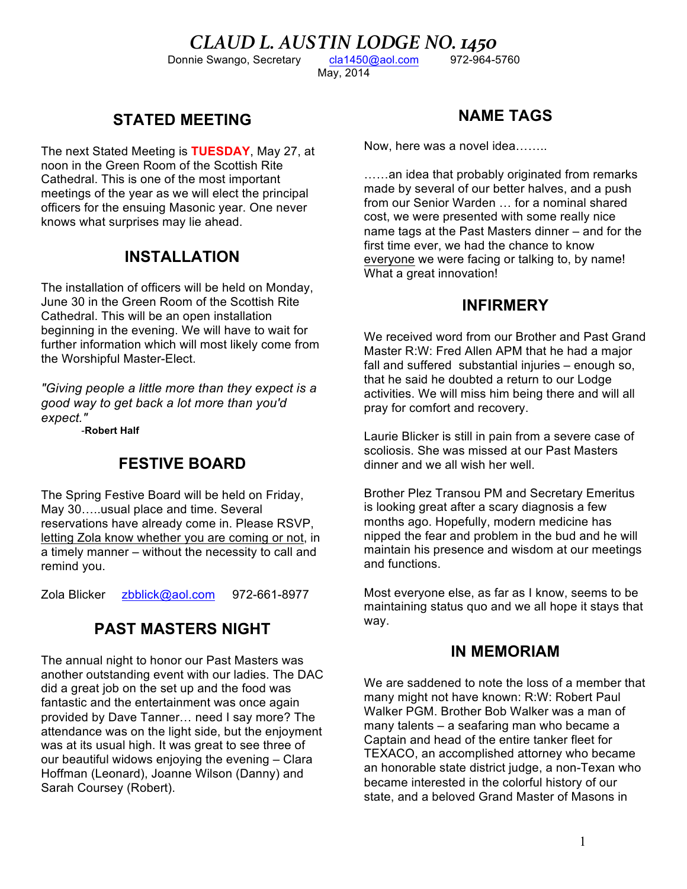# *CLAUD L. AUSTIN LODGE NO. 1450*

Donnie Swango, Secretary cla1450@aol.com 972-964-5760

May, 2014

## STATED MEETING

The next Stated Meeting is **TUESDAY**, May 27, at noon in the Green Room of the Scottish Rite Cathedral. This is one of the most important meetings of the year as we will elect the principal officers for the ensuing Masonic year. One never knows what surprises may lie ahead.

## INSTALLATION

The installation of officers will be held on Monday, June 30 in the Green Room of the Scottish Rite Cathedral. This will be an open installation beginning in the evening. We will have to wait for further information which will most likely come from the Worshipful Master-Elect.

*"Giving people a little more than they expect is a good way to get back a lot more than you'd expect."*

-**Robert Half**

## FESTIVE BOARD

The Spring Festive Board will be held on Friday, May 30…..usual place and time. Several reservations have already come in. Please RSVP, letting Zola know whether you are coming or not, in a timely manner – without the necessity to call and remind you.

Zola Blicker zbblick@aol.com 972-661-8977

## PAST MASTERS NIGHT

The annual night to honor our Past Masters was another outstanding event with our ladies. The DAC did a great job on the set up and the food was fantastic and the entertainment was once again provided by Dave Tanner… need I say more? The attendance was on the light side, but the enjoyment was at its usual high. It was great to see three of our beautiful widows enjoying the evening – Clara Hoffman (Leonard), Joanne Wilson (Danny) and Sarah Coursey (Robert).

## NAME TAGS

Now, here was a novel idea……..

……an idea that probably originated from remarks made by several of our better halves, and a push from our Senior Warden … for a nominal shared cost, we were presented with some really nice name tags at the Past Masters dinner – and for the first time ever, we had the chance to know everyone we were facing or talking to, by name! What a great innovation!

## INFIRMERY

We received word from our Brother and Past Grand Master R:W: Fred Allen APM that he had a major fall and suffered substantial injuries – enough so, that he said he doubted a return to our Lodge activities. We will miss him being there and will all pray for comfort and recovery.

Laurie Blicker is still in pain from a severe case of scoliosis. She was missed at our Past Masters dinner and we all wish her well.

Brother Plez Transou PM and Secretary Emeritus is looking great after a scary diagnosis a few months ago. Hopefully, modern medicine has nipped the fear and problem in the bud and he will maintain his presence and wisdom at our meetings and functions.

Most everyone else, as far as I know, seems to be maintaining status quo and we all hope it stays that way.

## IN MEMORIAM

We are saddened to note the loss of a member that many might not have known: R:W: Robert Paul Walker PGM. Brother Bob Walker was a man of many talents – a seafaring man who became a Captain and head of the entire tanker fleet for TEXACO, an accomplished attorney who became an honorable state district judge, a non-Texan who became interested in the colorful history of our state, and a beloved Grand Master of Masons in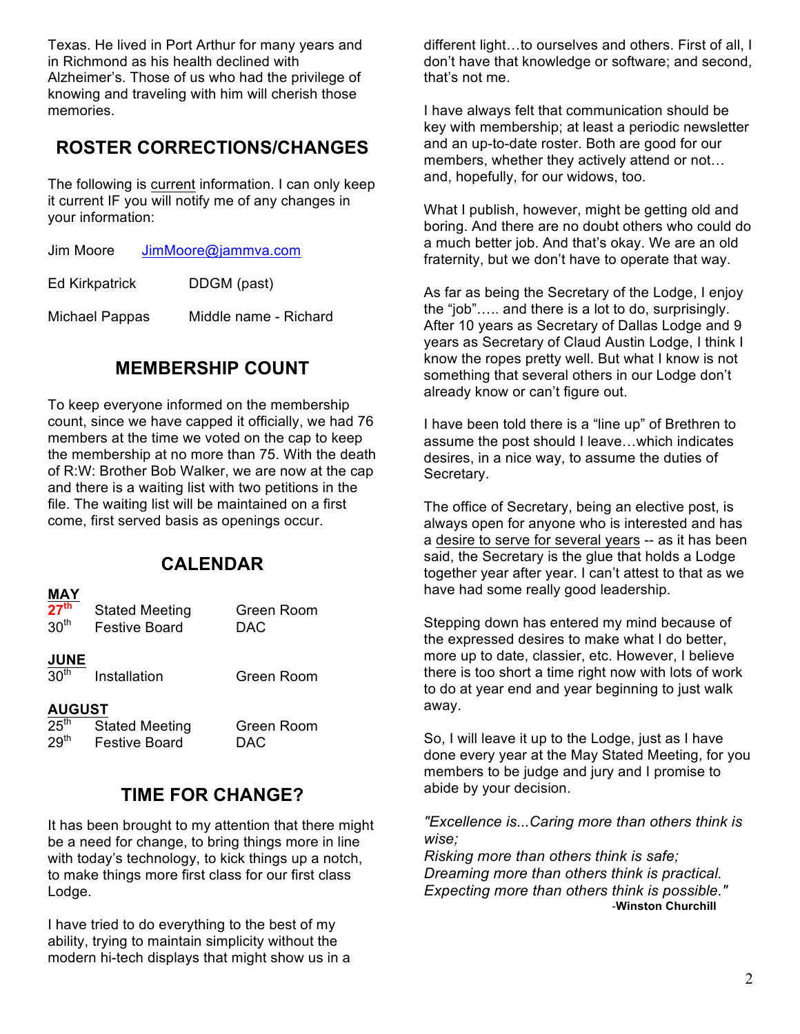Texas. He lived in Port Arthur for many years and in Richmond as his health declined with Alzheimer's. Those of us who had the privilege of knowing and traveling with him will cherish those memories.

## ROSTER CORRECTIONS/CHANGES

The following is current information. I can only keep it current IF you will notify me of any changes in your information:

| | |
|---|---|
| Jim Moore | JimMoore@jammva.com |
| Ed Kirkpatrick | DDGM (past) |
| Michael Pappas | Middle name - Richard |

## MEMBERSHIP COUNT

To keep everyone informed on the membership count, since we have capped it officially, we had 76 members at the time we voted on the cap to keep the membership at no more than 75. With the death of R:W: Brother Bob Walker, we are now at the cap and there is a waiting list with two petitions in the file. The waiting list will be maintained on a first come, first served basis as openings occur.

## CALENDAR

**MAY**

| | | |
|---|---|---|
| 27th | Stated Meeting | Green Room |
| 30th | Festive Board | DAC |

**JUNE**

| | | |
|---|---|---|
| 30th | Installation | Green Room |

**AUGUST**

| | | |
|---|---|---|
| 25th | Stated Meeting | Green Room |
| 29th | Festive Board | DAC |

## TIME FOR CHANGE?

It has been brought to my attention that there might be a need for change, to bring things more in line with today's technology, to kick things up a notch, to make things more first class for our first class Lodge.

I have tried to do everything to the best of my ability, trying to maintain simplicity without the modern hi-tech displays that might show us in a different light…to ourselves and others. First of all, I don't have that knowledge or software; and second, that's not me.

I have always felt that communication should be key with membership; at least a periodic newsletter and an up-to-date roster. Both are good for our members, whether they actively attend or not… and, hopefully, for our widows, too.

What I publish, however, might be getting old and boring. And there are no doubt others who could do a much better job. And that's okay. We are an old fraternity, but we don't have to operate that way.

As far as being the Secretary of the Lodge, I enjoy the "job"….. and there is a lot to do, surprisingly. After 10 years as Secretary of Dallas Lodge and 9 years as Secretary of Claud Austin Lodge, I think I know the ropes pretty well. But what I know is not something that several others in our Lodge don't already know or can't figure out.

I have been told there is a "line up" of Brethren to assume the post should I leave…which indicates desires, in a nice way, to assume the duties of Secretary.

The office of Secretary, being an elective post, is always open for anyone who is interested and has a desire to serve for several years -- as it has been said, the Secretary is the glue that holds a Lodge together year after year. I can't attest to that as we have had some really good leadership.

Stepping down has entered my mind because of the expressed desires to make what I do better, more up to date, classier, etc. However, I believe there is too short a time right now with lots of work to do at year end and year beginning to just walk away.

So, I will leave it up to the Lodge, just as I have done every year at the May Stated Meeting, for you members to be judge and jury and I promise to abide by your decision.

*"Excellence is...Caring more than others think is wise;*
*Risking more than others think is safe;*
*Dreaming more than others think is practical.*
*Expecting more than others think is possible."*
-**Winston Churchill**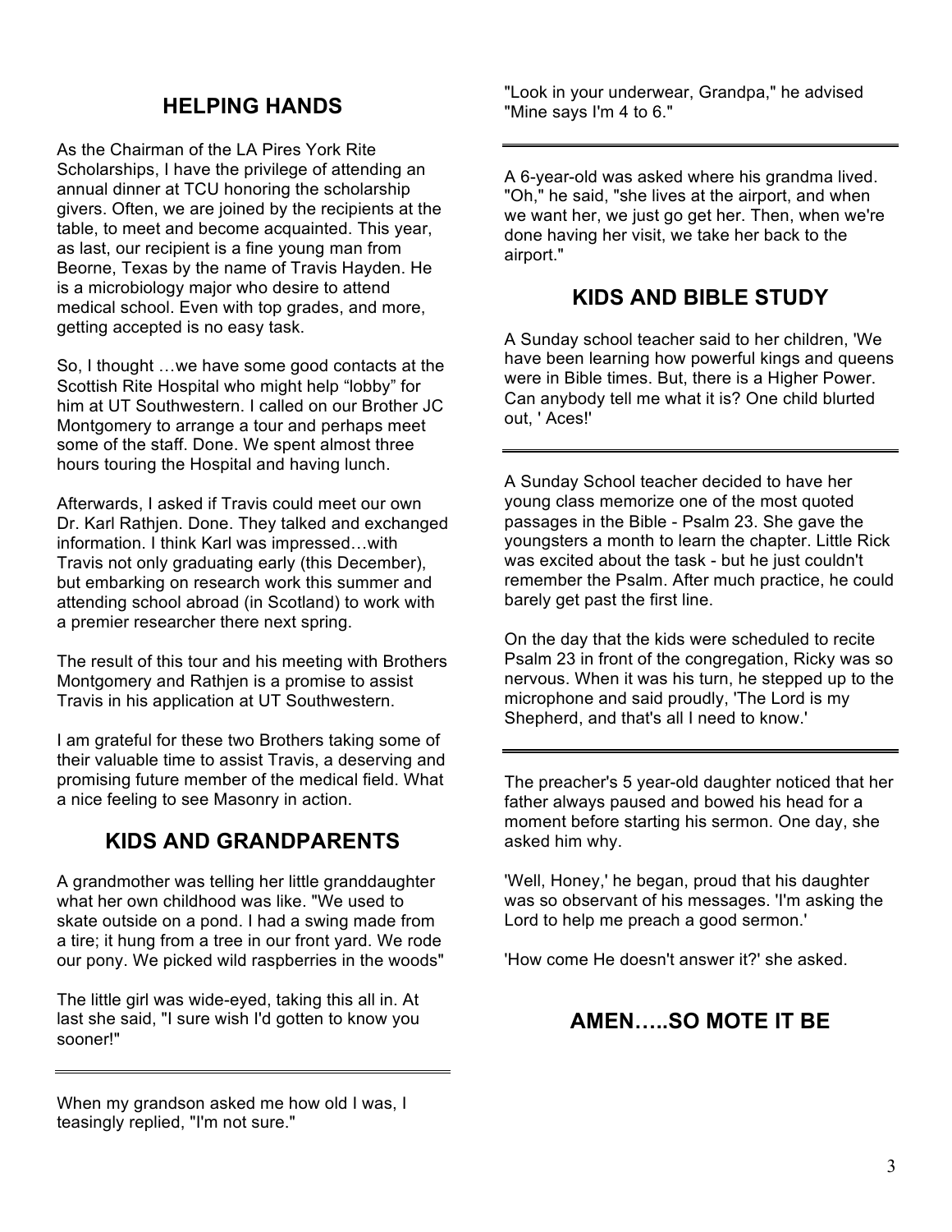## HELPING HANDS

As the Chairman of the LA Pires York Rite Scholarships, I have the privilege of attending an annual dinner at TCU honoring the scholarship givers. Often, we are joined by the recipients at the table, to meet and become acquainted. This year, as last, our recipient is a fine young man from Beorne, Texas by the name of Travis Hayden. He is a microbiology major who desire to attend medical school. Even with top grades, and more, getting accepted is no easy task.

So, I thought …we have some good contacts at the Scottish Rite Hospital who might help "lobby" for him at UT Southwestern. I called on our Brother JC Montgomery to arrange a tour and perhaps meet some of the staff. Done. We spent almost three hours touring the Hospital and having lunch.

Afterwards, I asked if Travis could meet our own Dr. Karl Rathjen. Done. They talked and exchanged information. I think Karl was impressed…with Travis not only graduating early (this December), but embarking on research work this summer and attending school abroad (in Scotland) to work with a premier researcher there next spring.

The result of this tour and his meeting with Brothers Montgomery and Rathjen is a promise to assist Travis in his application at UT Southwestern.

I am grateful for these two Brothers taking some of their valuable time to assist Travis, a deserving and promising future member of the medical field. What a nice feeling to see Masonry in action.

## KIDS AND GRANDPARENTS

A grandmother was telling her little granddaughter what her own childhood was like. "We used to skate outside on a pond. I had a swing made from a tire; it hung from a tree in our front yard. We rode our pony. We picked wild raspberries in the woods"

The little girl was wide-eyed, taking this all in. At last she said, "I sure wish I'd gotten to know you sooner!"

---

When my grandson asked me how old I was, I teasingly replied, "I'm not sure."

"Look in your underwear, Grandpa," he advised "Mine says I'm 4 to 6."

---

A 6-year-old was asked where his grandma lived. "Oh," he said, "she lives at the airport, and when we want her, we just go get her. Then, when we're done having her visit, we take her back to the airport."

## KIDS AND BIBLE STUDY

A Sunday school teacher said to her children, 'We have been learning how powerful kings and queens were in Bible times. But, there is a Higher Power. Can anybody tell me what it is? One child blurted out, ' Aces!'

---

A Sunday School teacher decided to have her young class memorize one of the most quoted passages in the Bible - Psalm 23. She gave the youngsters a month to learn the chapter. Little Rick was excited about the task - but he just couldn't remember the Psalm. After much practice, he could barely get past the first line.

On the day that the kids were scheduled to recite Psalm 23 in front of the congregation, Ricky was so nervous. When it was his turn, he stepped up to the microphone and said proudly, 'The Lord is my Shepherd, and that's all I need to know.'

---

The preacher's 5 year-old daughter noticed that her father always paused and bowed his head for a moment before starting his sermon. One day, she asked him why.

'Well, Honey,' he began, proud that his daughter was so observant of his messages. 'I'm asking the Lord to help me preach a good sermon.'

'How come He doesn't answer it?' she asked.

## AMEN…..SO MOTE IT BE